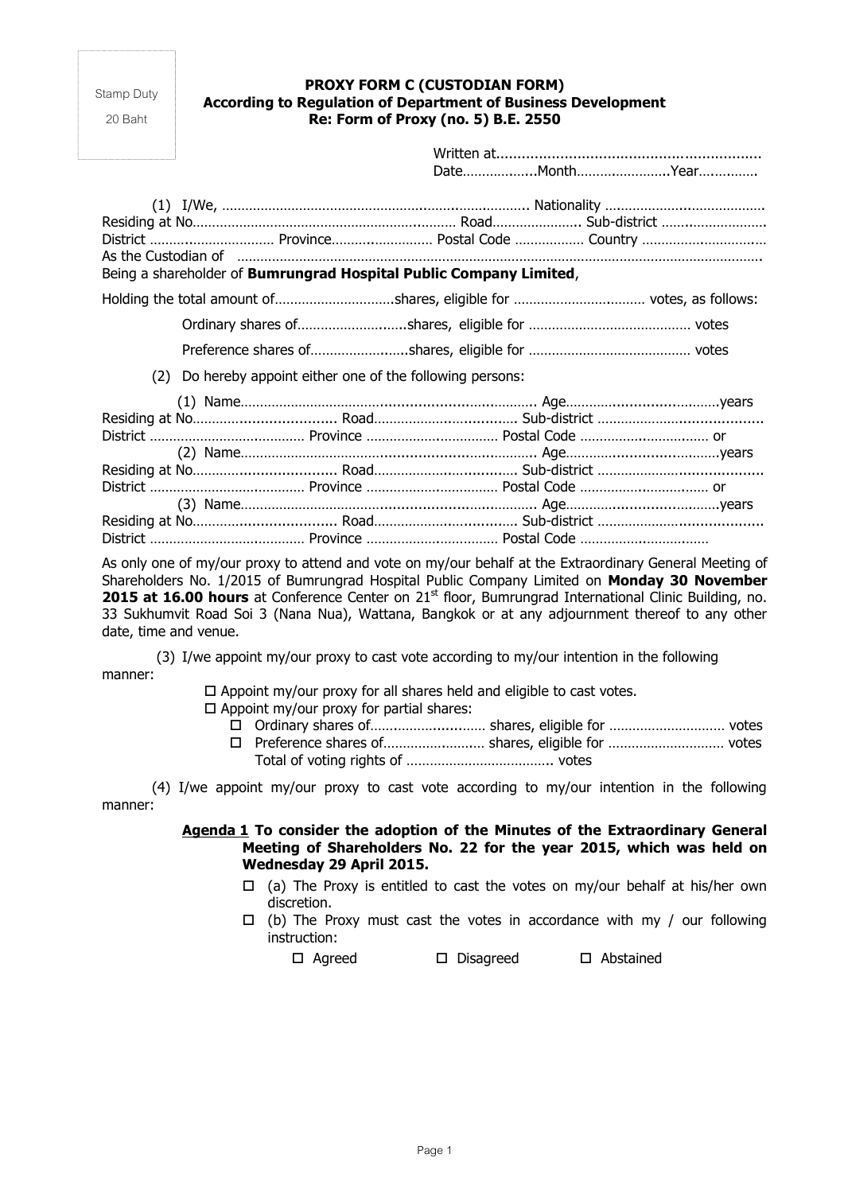Stamp Duty

20 Baht

**PROXY FORM C (CUSTODIAN FORM)**
**According to Regulation of Department of Business Development**
**Re: Form of Proxy (no. 5) B.E. 2550**

Written at..............................................................
Date..................Month........................Year..............

(1) I/We, ..................................................................................... Nationality .........................................
Residing at No.................................................................... Road...................... Sub-district ...........................
District ............................... Province.......................... Postal Code ................. Country ...............................
As the Custodian of ...........................................................................................................................................
Being a shareholder of **Bumrungrad Hospital Public Company Limited**,

Holding the total amount of..............................shares, eligible for .................................. votes, as follows:

Ordinary shares of...........................shares, eligible for .......................................... votes

Preference shares of.........................shares, eligible for .......................................... votes

(2) Do hereby appoint either one of the following persons:

(1) Name......................................................................... Age.......................................years
Residing at No.................................. Road.................................. Sub-district ........................................
District ....................................... Province .................................. Postal Code ................................ or
(2) Name......................................................................... Age.......................................years
Residing at No.................................. Road.................................. Sub-district ........................................
District ....................................... Province .................................. Postal Code ................................ or
(3) Name......................................................................... Age.......................................years
Residing at No.................................. Road.................................. Sub-district ........................................
District ....................................... Province .................................. Postal Code ................................

As only one of my/our proxy to attend and vote on my/our behalf at the Extraordinary General Meeting of Shareholders No. 1/2015 of Bumrungrad Hospital Public Company Limited on **Monday 30 November 2015 at 16.00 hours** at Conference Center on 21st floor, Bumrungrad International Clinic Building, no. 33 Sukhumvit Road Soi 3 (Nana Nua), Wattana, Bangkok or at any adjournment thereof to any other date, time and venue.

(3) I/we appoint my/our proxy to cast vote according to my/our intention in the following manner:

- ☐ Appoint my/our proxy for all shares held and eligible to cast votes.
- ☐ Appoint my/our proxy for partial shares:
  - ☐ Ordinary shares of............................ shares, eligible for .............................. votes
  - ☐ Preference shares of.......................... shares, eligible for .............................. votes

  Total of voting rights of ...................................... votes

(4) I/we appoint my/our proxy to cast vote according to my/our intention in the following manner:

**Agenda 1 To consider the adoption of the Minutes of the Extraordinary General Meeting of Shareholders No. 22 for the year 2015, which was held on Wednesday 29 April 2015.**

- ☐ (a) The Proxy is entitled to cast the votes on my/our behalf at his/her own discretion.
- ☐ (b) The Proxy must cast the votes in accordance with my / our following instruction:

  ☐ Agreed ☐ Disagreed ☐ Abstained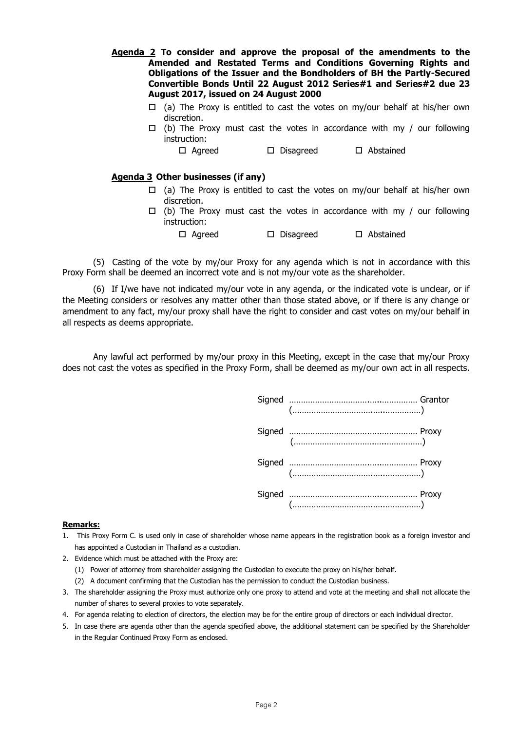**Agenda 2 To consider and approve the proposal of the amendments to the Amended and Restated Terms and Conditions Governing Rights and Obligations of the Issuer and the Bondholders of BH the Partly-Secured Convertible Bonds Until 22 August 2012 Series#1 and Series#2 due 23 August 2017, issued on 24 August 2000**

☐ (a) The Proxy is entitled to cast the votes on my/our behalf at his/her own discretion.

☐ (b) The Proxy must cast the votes in accordance with my / our following instruction:

☐ Agreed ☐ Disagreed ☐ Abstained

**Agenda 3 Other businesses (if any)**

☐ (a) The Proxy is entitled to cast the votes on my/our behalf at his/her own discretion.

☐ (b) The Proxy must cast the votes in accordance with my / our following instruction:

☐ Agreed ☐ Disagreed ☐ Abstained

(5) Casting of the vote by my/our Proxy for any agenda which is not in accordance with this Proxy Form shall be deemed an incorrect vote and is not my/our vote as the shareholder.

(6) If I/we have not indicated my/our vote in any agenda, or the indicated vote is unclear, or if the Meeting considers or resolves any matter other than those stated above, or if there is any change or amendment to any fact, my/our proxy shall have the right to consider and cast votes on my/our behalf in all respects as deems appropriate.

Any lawful act performed by my/our proxy in this Meeting, except in the case that my/our Proxy does not cast the votes as specified in the Proxy Form, shall be deemed as my/our own act in all respects.

Signed ………………………………………………… Grantor
(…………………………………………………)

Signed ………………………………………………… Proxy
(…………………………………………………)

Signed ………………………………………………… Proxy
(…………………………………………………)

Signed ………………………………………………… Proxy
(…………………………………………………)

**Remarks:**

1. This Proxy Form C. is used only in case of shareholder whose name appears in the registration book as a foreign investor and has appointed a Custodian in Thailand as a custodian.
2. Evidence which must be attached with the Proxy are:
   (1) Power of attorney from shareholder assigning the Custodian to execute the proxy on his/her behalf.
   (2) A document confirming that the Custodian has the permission to conduct the Custodian business.
3. The shareholder assigning the Proxy must authorize only one proxy to attend and vote at the meeting and shall not allocate the number of shares to several proxies to vote separately.
4. For agenda relating to election of directors, the election may be for the entire group of directors or each individual director.
5. In case there are agenda other than the agenda specified above, the additional statement can be specified by the Shareholder in the Regular Continued Proxy Form as enclosed.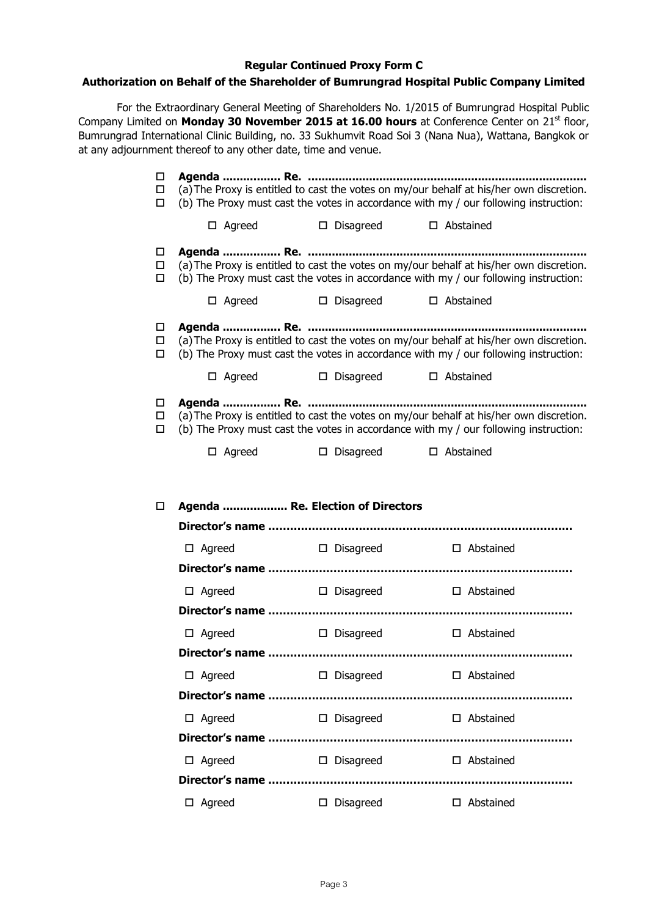**Regular Continued Proxy Form C**

**Authorization on Behalf of the Shareholder of Bumrungrad Hospital Public Company Limited**

For the Extraordinary General Meeting of Shareholders No. 1/2015 of Bumrungrad Hospital Public Company Limited on **Monday 30 November 2015 at 16.00 hours** at Conference Center on 21st floor, Bumrungrad International Clinic Building, no. 33 Sukhumvit Road Soi 3 (Nana Nua), Wattana, Bangkok or at any adjournment thereof to any other date, time and venue.

☐ **Agenda ................ Re. ................................................................................**

☐ (a) The Proxy is entitled to cast the votes on my/our behalf at his/her own discretion.

☐ (b) The Proxy must cast the votes in accordance with my / our following instruction:

☐ Agreed ☐ Disagreed ☐ Abstained

☐ **Agenda ................ Re. ................................................................................**

☐ (a) The Proxy is entitled to cast the votes on my/our behalf at his/her own discretion.

☐ (b) The Proxy must cast the votes in accordance with my / our following instruction:

☐ Agreed ☐ Disagreed ☐ Abstained

☐ **Agenda ................ Re. ................................................................................**

☐ (a) The Proxy is entitled to cast the votes on my/our behalf at his/her own discretion.

☐ (b) The Proxy must cast the votes in accordance with my / our following instruction:

☐ Agreed ☐ Disagreed ☐ Abstained

☐ **Agenda ................ Re. ................................................................................**

☐ (a) The Proxy is entitled to cast the votes on my/our behalf at his/her own discretion.

☐ (b) The Proxy must cast the votes in accordance with my / our following instruction:

☐ Agreed ☐ Disagreed ☐ Abstained

☐ **Agenda .................. Re. Election of Directors**

**Director's name ..................................................................................**

☐ Agreed ☐ Disagreed ☐ Abstained

**Director's name ..................................................................................**

☐ Agreed ☐ Disagreed ☐ Abstained

**Director's name ..................................................................................**

☐ Agreed ☐ Disagreed ☐ Abstained

**Director's name ..................................................................................**

☐ Agreed ☐ Disagreed ☐ Abstained

**Director's name ..................................................................................**

☐ Agreed ☐ Disagreed ☐ Abstained

**Director's name ..................................................................................**

☐ Agreed ☐ Disagreed ☐ Abstained

**Director's name ..................................................................................**

☐ Agreed ☐ Disagreed ☐ Abstained